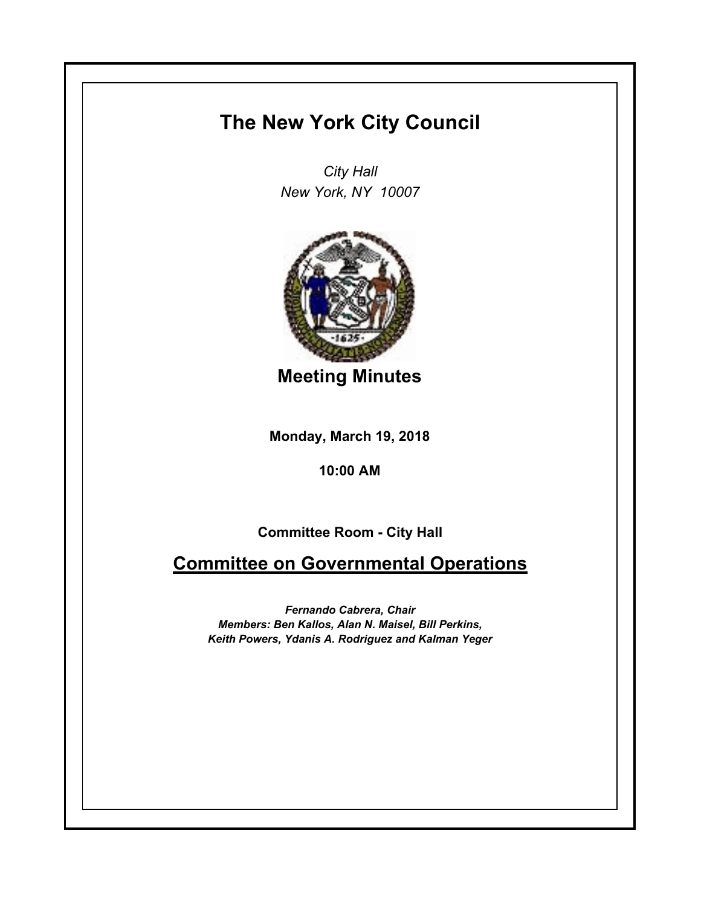# The New York City Council

*City Hall*
*New York, NY 10007*

## Meeting Minutes

**Monday, March 19, 2018**

**10:00 AM**

**Committee Room - City Hall**

## Committee on Governmental Operations

***Fernando Cabrera, Chair***
***Members: Ben Kallos, Alan N. Maisel, Bill Perkins, Keith Powers, Ydanis A. Rodriguez and Kalman Yeger***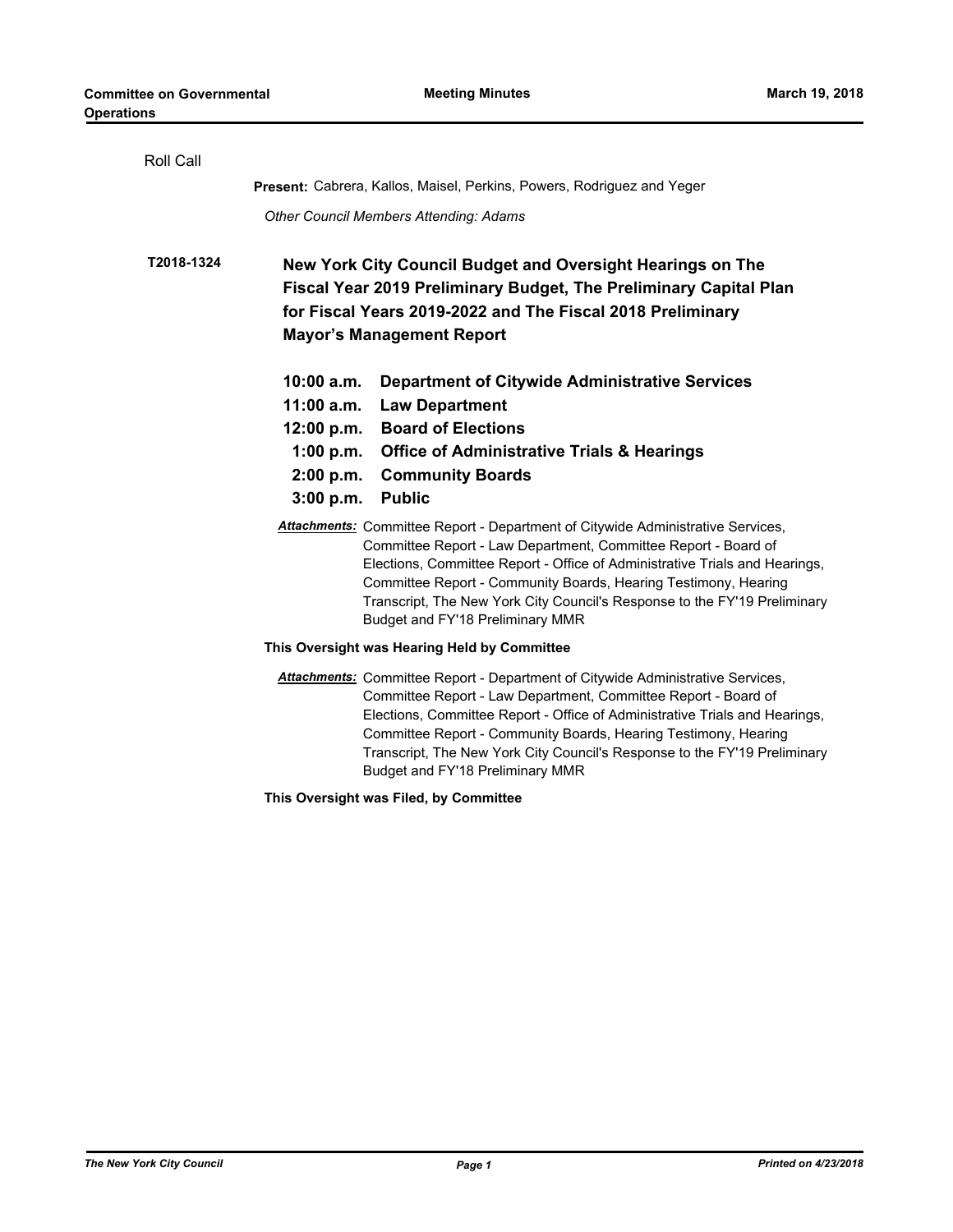Roll Call

**Present:** Cabrera, Kallos, Maisel, Perkins, Powers, Rodriguez and Yeger

*Other Council Members Attending: Adams*

**T2018-1324**

## New York City Council Budget and Oversight Hearings on The Fiscal Year 2019 Preliminary Budget, The Preliminary Capital Plan for Fiscal Years 2019-2022 and The Fiscal 2018 Preliminary Mayor's Management Report

**10:00 a.m. Department of Citywide Administrative Services**
**11:00 a.m. Law Department**
**12:00 p.m. Board of Elections**
**1:00 p.m. Office of Administrative Trials & Hearings**
**2:00 p.m. Community Boards**
**3:00 p.m. Public**

***Attachments:*** Committee Report - Department of Citywide Administrative Services, Committee Report - Law Department, Committee Report - Board of Elections, Committee Report - Office of Administrative Trials and Hearings, Committee Report - Community Boards, Hearing Testimony, Hearing Transcript, The New York City Council's Response to the FY'19 Preliminary Budget and FY'18 Preliminary MMR

**This Oversight was Hearing Held by Committee**

***Attachments:*** Committee Report - Department of Citywide Administrative Services, Committee Report - Law Department, Committee Report - Board of Elections, Committee Report - Office of Administrative Trials and Hearings, Committee Report - Community Boards, Hearing Testimony, Hearing Transcript, The New York City Council's Response to the FY'19 Preliminary Budget and FY'18 Preliminary MMR

**This Oversight was Filed, by Committee**